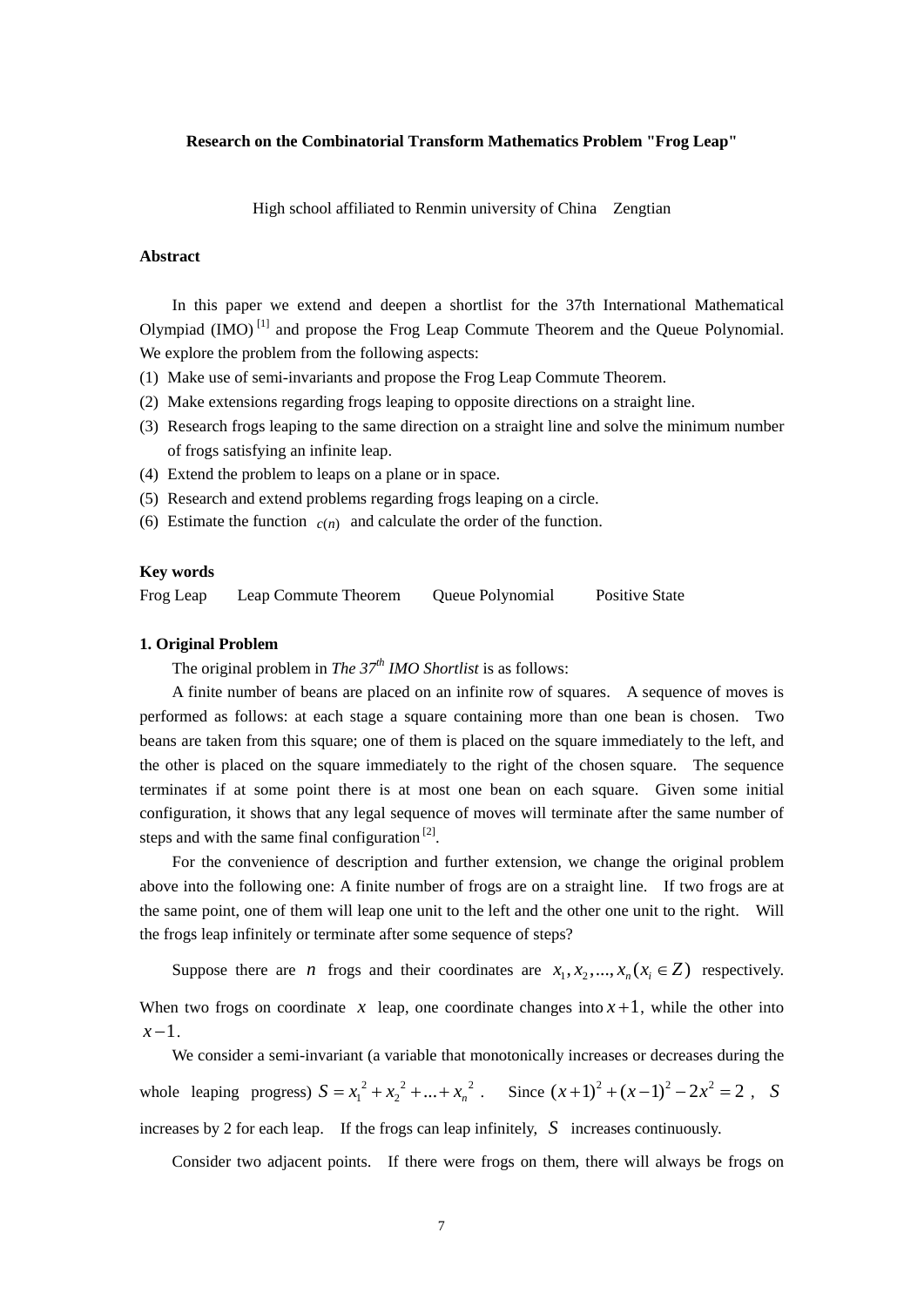**Research on the Combinatorial Transform Mathematics Problem "Frog Leap"**

High school affiliated to Renmin university of China Zengtian

**Abstract**

In this paper we extend and deepen a shortlist for the 37th International Mathematical Olympiad (IMO) [1] and propose the Frog Leap Commute Theorem and the Queue Polynomial. We explore the problem from the following aspects:

(1) Make use of semi-invariants and propose the Frog Leap Commute Theorem.
(2) Make extensions regarding frogs leaping to opposite directions on a straight line.
(3) Research frogs leaping to the same direction on a straight line and solve the minimum number of frogs satisfying an infinite leap.
(4) Extend the problem to leaps on a plane or in space.
(5) Research and extend problems regarding frogs leaping on a circle.
(6) Estimate the function $c(n)$ and calculate the order of the function.

**Key words**

Frog Leap    Leap Commute Theorem    Queue Polynomial    Positive State

**1. Original Problem**

The original problem in *The 37th IMO Shortlist* is as follows:

A finite number of beans are placed on an infinite row of squares. A sequence of moves is performed as follows: at each stage a square containing more than one bean is chosen. Two beans are taken from this square; one of them is placed on the square immediately to the left, and the other is placed on the square immediately to the right of the chosen square. The sequence terminates if at some point there is at most one bean on each square. Given some initial configuration, it shows that any legal sequence of moves will terminate after the same number of steps and with the same final configuration [2].

For the convenience of description and further extension, we change the original problem above into the following one: A finite number of frogs are on a straight line. If two frogs are at the same point, one of them will leap one unit to the left and the other one unit to the right. Will the frogs leap infinitely or terminate after some sequence of steps?

Suppose there are $n$ frogs and their coordinates are $x_1, x_2, ..., x_n (x_i \in Z)$ respectively. When two frogs on coordinate $x$ leap, one coordinate changes into $x+1$, while the other into $x-1$.

We consider a semi-invariant (a variable that monotonically increases or decreases during the whole leaping progress) $S = x_1{}^2 + x_2{}^2 + ... + x_n{}^2$. Since $(x+1)^2 + (x-1)^2 - 2x^2 = 2$, $S$ increases by 2 for each leap. If the frogs can leap infinitely, $S$ increases continuously.

Consider two adjacent points. If there were frogs on them, there will always be frogs on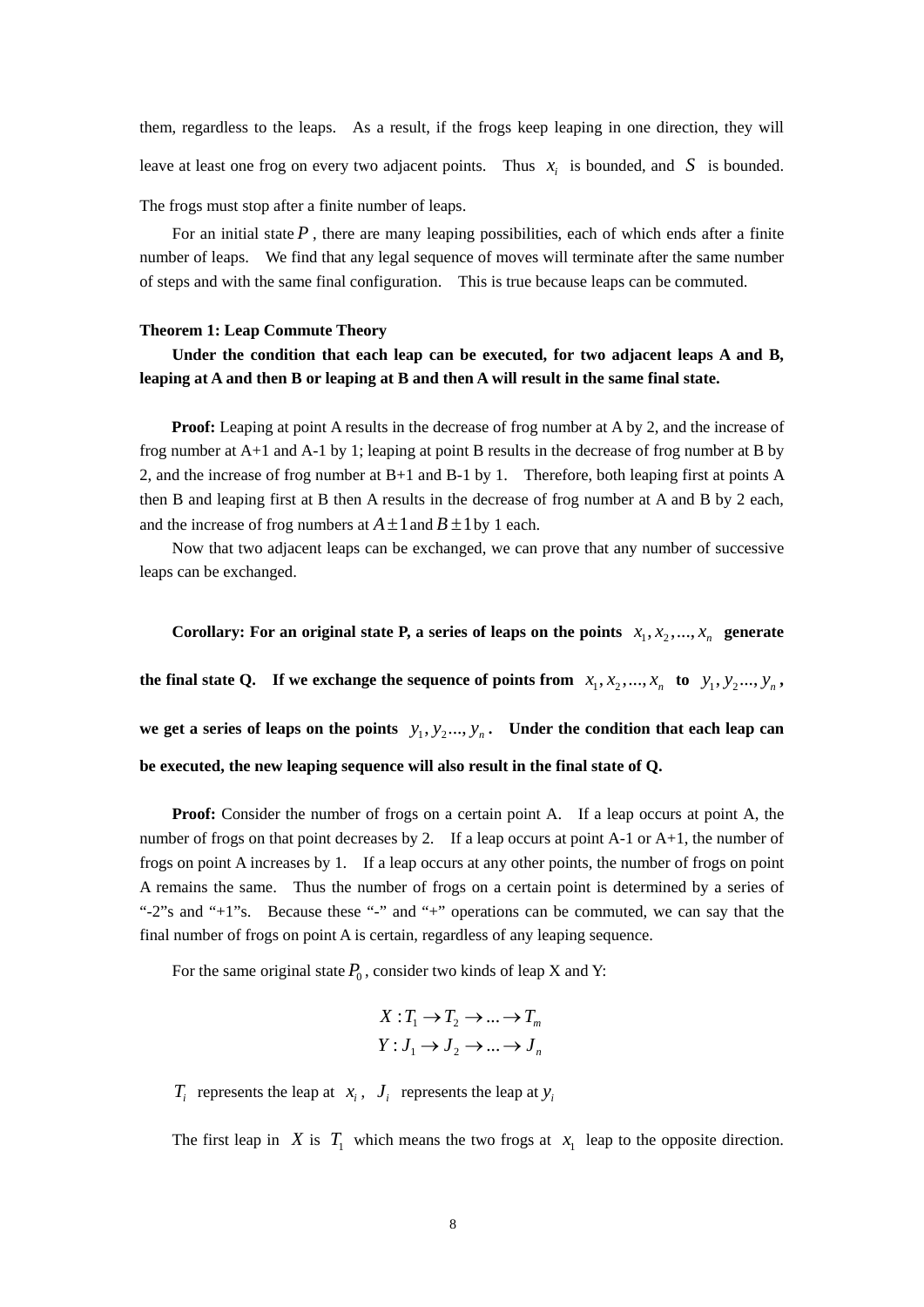them, regardless to the leaps. As a result, if the frogs keep leaping in one direction, they will leave at least one frog on every two adjacent points. Thus $x_i$ is bounded, and $S$ is bounded. The frogs must stop after a finite number of leaps.

For an initial state $P$, there are many leaping possibilities, each of which ends after a finite number of leaps. We find that any legal sequence of moves will terminate after the same number of steps and with the same final configuration. This is true because leaps can be commuted.

**Theorem 1: Leap Commute Theory**

**Under the condition that each leap can be executed, for two adjacent leaps A and B, leaping at A and then B or leaping at B and then A will result in the same final state.**

**Proof:** Leaping at point A results in the decrease of frog number at A by 2, and the increase of frog number at A+1 and A-1 by 1; leaping at point B results in the decrease of frog number at B by 2, and the increase of frog number at B+1 and B-1 by 1. Therefore, both leaping first at points A then B and leaping first at B then A results in the decrease of frog number at A and B by 2 each, and the increase of frog numbers at $A\pm1$ and $B\pm1$ by 1 each.

Now that two adjacent leaps can be exchanged, we can prove that any number of successive leaps can be exchanged.

**Corollary: For an original state P, a series of leaps on the points $x_1, x_2, ..., x_n$ generate the final state Q. If we exchange the sequence of points from $x_1, x_2, ..., x_n$ to $y_1, y_2 ..., y_n$, we get a series of leaps on the points $y_1, y_2 ..., y_n$. Under the condition that each leap can be executed, the new leaping sequence will also result in the final state of Q.**

**Proof:** Consider the number of frogs on a certain point A. If a leap occurs at point A, the number of frogs on that point decreases by 2. If a leap occurs at point A-1 or A+1, the number of frogs on point A increases by 1. If a leap occurs at any other points, the number of frogs on point A remains the same. Thus the number of frogs on a certain point is determined by a series of "-2"s and "+1"s. Because these "-" and "+" operations can be commuted, we can say that the final number of frogs on point A is certain, regardless of any leaping sequence.

For the same original state $P_0$, consider two kinds of leap X and Y:

$$X : T_1 \to T_2 \to ... \to T_m$$
$$Y : J_1 \to J_2 \to ... \to J_n$$

$T_i$ represents the leap at $x_i$, $J_i$ represents the leap at $y_i$

The first leap in $X$ is $T_1$ which means the two frogs at $x_1$ leap to the opposite direction.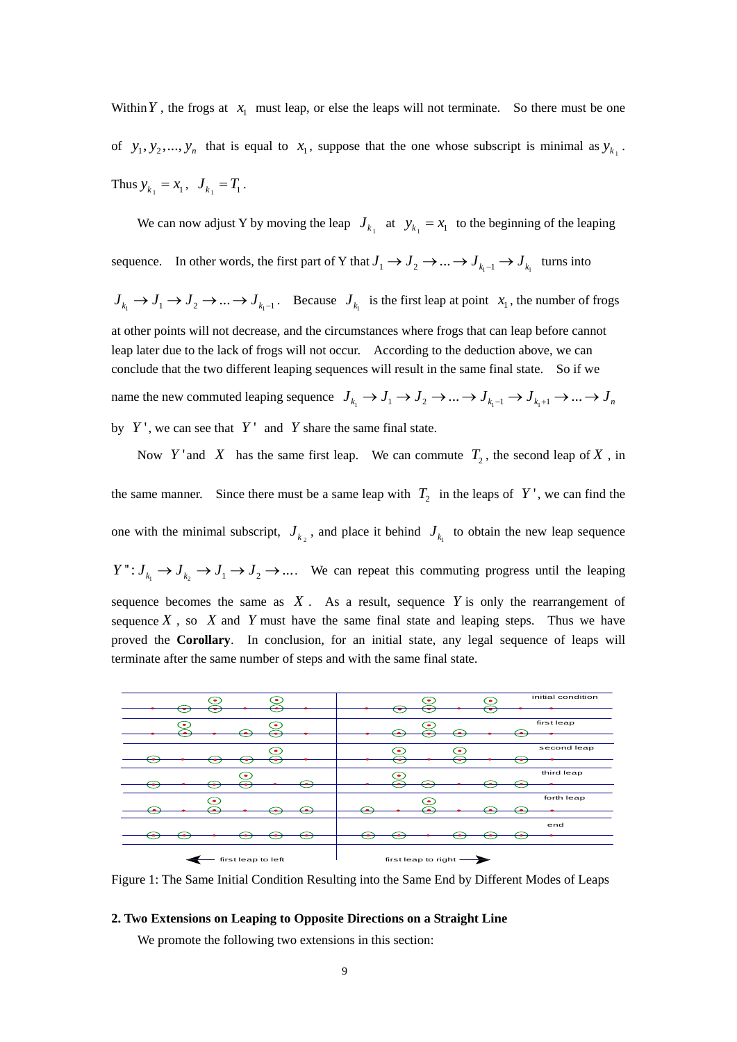Within $Y$, the frogs at $x_1$ must leap, or else the leaps will not terminate. So there must be one of $y_1, y_2, ..., y_n$ that is equal to $x_1$, suppose that the one whose subscript is minimal as $y_{k_1}$. Thus $y_{k_1} = x_1$, $J_{k_1} = T_1$.

We can now adjust Y by moving the leap $J_{k_1}$ at $y_{k_1} = x_1$ to the beginning of the leaping sequence. In other words, the first part of Y that $J_1 \to J_2 \to ... \to J_{k_1-1} \to J_{k_1}$ turns into $J_{k_1} \to J_1 \to J_2 \to ... \to J_{k_1-1}$. Because $J_{k_1}$ is the first leap at point $x_1$, the number of frogs at other points will not decrease, and the circumstances where frogs that can leap before cannot leap later due to the lack of frogs will not occur. According to the deduction above, we can conclude that the two different leaping sequences will result in the same final state. So if we name the new commuted leaping sequence $J_{k_1} \to J_1 \to J_2 \to ... \to J_{k_1-1} \to J_{k_1+1} \to ... \to J_n$ by $Y'$, we can see that $Y'$ and $Y$ share the same final state.

Now $Y'$ and $X$ has the same first leap. We can commute $T_2$, the second leap of $X$, in the same manner. Since there must be a same leap with $T_2$ in the leaps of $Y'$, we can find the one with the minimal subscript, $J_{k_2}$, and place it behind $J_{k_1}$ to obtain the new leap sequence $Y'': J_{k_1} \to J_{k_2} \to J_1 \to J_2 \to ....$ We can repeat this commuting progress until the leaping sequence becomes the same as $X$. As a result, sequence $Y$ is only the rearrangement of sequence $X$, so $X$ and $Y$ must have the same final state and leaping steps. Thus we have proved the **Corollary**. In conclusion, for an initial state, any legal sequence of leaps will terminate after the same number of steps and with the same final state.

Figure 1: The Same Initial Condition Resulting into the Same End by Different Modes of Leaps

**2. Two Extensions on Leaping to Opposite Directions on a Straight Line**

We promote the following two extensions in this section: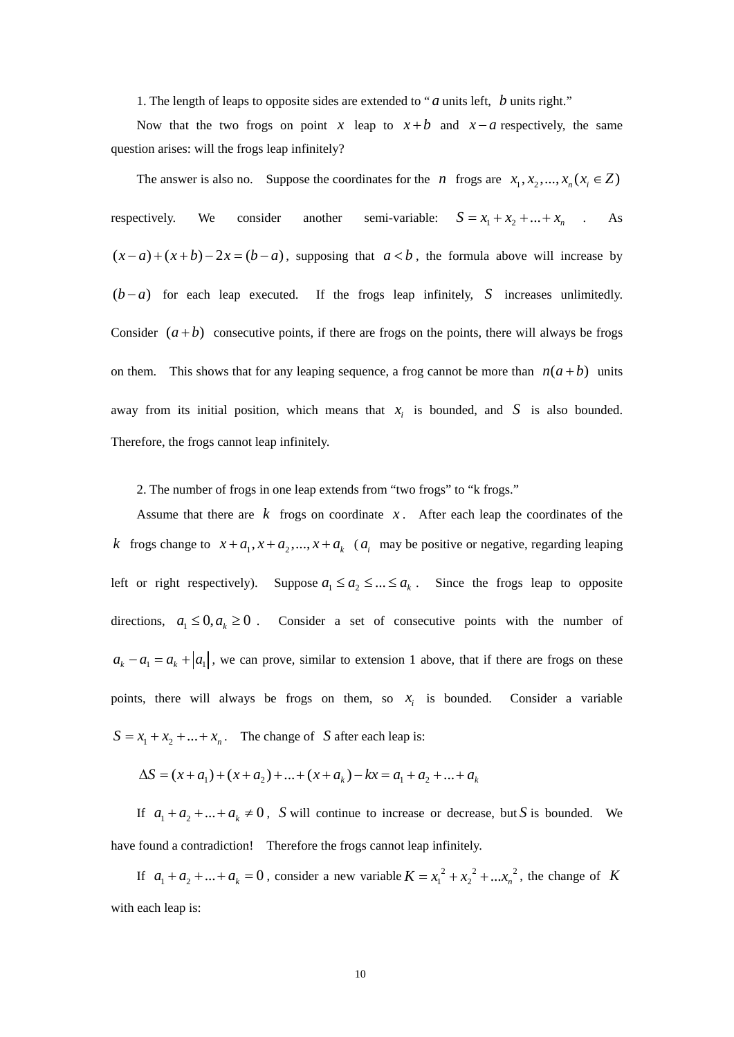1. The length of leaps to opposite sides are extended to "$a$ units left, $b$ units right."

Now that the two frogs on point $x$ leap to $x+b$ and $x-a$ respectively, the same question arises: will the frogs leap infinitely?

The answer is also no. Suppose the coordinates for the $n$ frogs are $x_1, x_2, ..., x_n (x_i \in Z)$ respectively. We consider another semi-variable: $S = x_1 + x_2 + ... + x_n$ . As $(x-a)+(x+b)-2x=(b-a)$, supposing that $a<b$, the formula above will increase by $(b-a)$ for each leap executed. If the frogs leap infinitely, $S$ increases unlimitedly. Consider $(a+b)$ consecutive points, if there are frogs on the points, there will always be frogs on them. This shows that for any leaping sequence, a frog cannot be more than $n(a+b)$ units away from its initial position, which means that $x_i$ is bounded, and $S$ is also bounded. Therefore, the frogs cannot leap infinitely.

2. The number of frogs in one leap extends from "two frogs" to "k frogs."

Assume that there are $k$ frogs on coordinate $x$. After each leap the coordinates of the $k$ frogs change to $x+a_1, x+a_2, ..., x+a_k$ ($a_i$ may be positive or negative, regarding leaping left or right respectively). Suppose $a_1 \le a_2 \le ... \le a_k$. Since the frogs leap to opposite directions, $a_1 \le 0, a_k \ge 0$ . Consider a set of consecutive points with the number of $a_k - a_1 = a_k + |a_1|$, we can prove, similar to extension 1 above, that if there are frogs on these points, there will always be frogs on them, so $x_i$ is bounded. Consider a variable $S = x_1 + x_2 + ... + x_n$. The change of $S$ after each leap is:

$$\Delta S = (x+a_1)+(x+a_2)+...+(x+a_k)-kx = a_1 + a_2 + ... + a_k$$

If $a_1 + a_2 + ... + a_k \ne 0$, $S$ will continue to increase or decrease, but $S$ is bounded. We have found a contradiction! Therefore the frogs cannot leap infinitely.

If $a_1 + a_2 + ... + a_k = 0$, consider a new variable $K = x_1^2 + x_2^2 + ...x_n^2$, the change of $K$ with each leap is: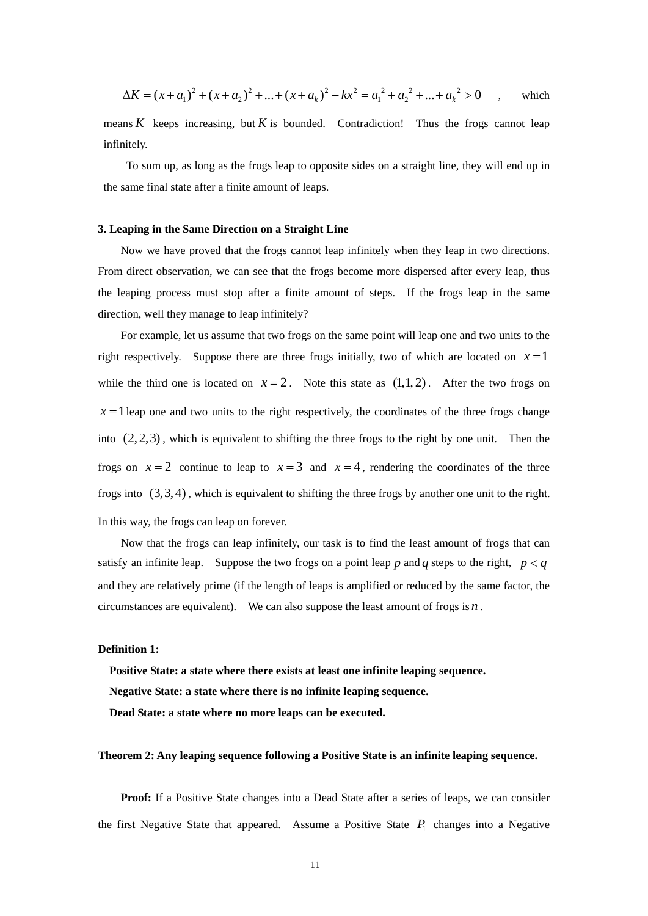$\Delta K = (x+a_1)^2 + (x+a_2)^2 + ... + (x+a_k)^2 - kx^2 = a_1{}^2 + a_2{}^2 + ... + a_k{}^2 > 0$ , which means $K$ keeps increasing, but $K$ is bounded. Contradiction! Thus the frogs cannot leap infinitely.

To sum up, as long as the frogs leap to opposite sides on a straight line, they will end up in the same final state after a finite amount of leaps.

### 3. Leaping in the Same Direction on a Straight Line

Now we have proved that the frogs cannot leap infinitely when they leap in two directions. From direct observation, we can see that the frogs become more dispersed after every leap, thus the leaping process must stop after a finite amount of steps. If the frogs leap in the same direction, well they manage to leap infinitely?

For example, let us assume that two frogs on the same point will leap one and two units to the right respectively. Suppose there are three frogs initially, two of which are located on $x=1$ while the third one is located on $x=2$. Note this state as $(1,1,2)$. After the two frogs on $x=1$ leap one and two units to the right respectively, the coordinates of the three frogs change into $(2,2,3)$, which is equivalent to shifting the three frogs to the right by one unit. Then the frogs on $x=2$ continue to leap to $x=3$ and $x=4$, rendering the coordinates of the three frogs into $(3,3,4)$, which is equivalent to shifting the three frogs by another one unit to the right. In this way, the frogs can leap on forever.

Now that the frogs can leap infinitely, our task is to find the least amount of frogs that can satisfy an infinite leap. Suppose the two frogs on a point leap $p$ and $q$ steps to the right, $p<q$ and they are relatively prime (if the length of leaps is amplified or reduced by the same factor, the circumstances are equivalent). We can also suppose the least amount of frogs is $n$.

**Definition 1:**

**Positive State: a state where there exists at least one infinite leaping sequence.**

**Negative State: a state where there is no infinite leaping sequence.**

**Dead State: a state where no more leaps can be executed.**

**Theorem 2: Any leaping sequence following a Positive State is an infinite leaping sequence.**

**Proof:** If a Positive State changes into a Dead State after a series of leaps, we can consider the first Negative State that appeared. Assume a Positive State $P_1$ changes into a Negative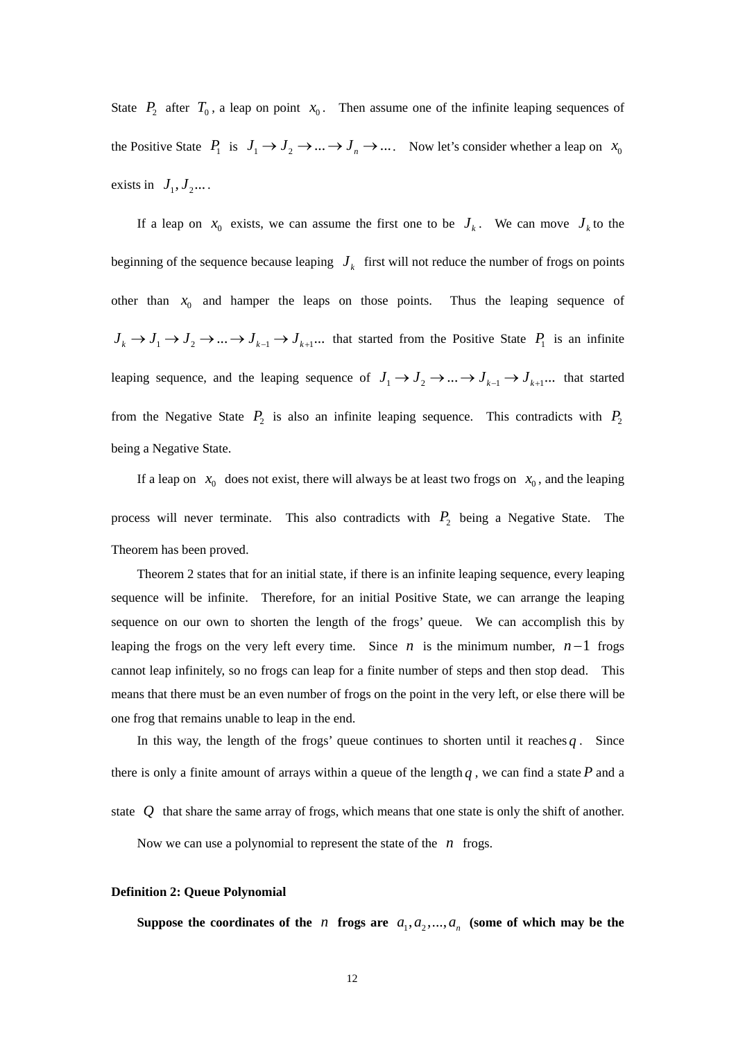State $P_2$ after $T_0$, a leap on point $x_0$. Then assume one of the infinite leaping sequences of the Positive State $P_1$ is $J_1 \to J_2 \to ... \to J_n \to ...$. Now let's consider whether a leap on $x_0$ exists in $J_1, J_2 ...$.

If a leap on $x_0$ exists, we can assume the first one to be $J_k$. We can move $J_k$ to the beginning of the sequence because leaping $J_k$ first will not reduce the number of frogs on points other than $x_0$ and hamper the leaps on those points. Thus the leaping sequence of $J_k \to J_1 \to J_2 \to ... \to J_{k-1} \to J_{k+1} ...$ that started from the Positive State $P_1$ is an infinite leaping sequence, and the leaping sequence of $J_1 \to J_2 \to ... \to J_{k-1} \to J_{k+1} ...$ that started from the Negative State $P_2$ is also an infinite leaping sequence. This contradicts with $P_2$ being a Negative State.

If a leap on $x_0$ does not exist, there will always be at least two frogs on $x_0$, and the leaping process will never terminate. This also contradicts with $P_2$ being a Negative State. The Theorem has been proved.

Theorem 2 states that for an initial state, if there is an infinite leaping sequence, every leaping sequence will be infinite. Therefore, for an initial Positive State, we can arrange the leaping sequence on our own to shorten the length of the frogs' queue. We can accomplish this by leaping the frogs on the very left every time. Since $n$ is the minimum number, $n-1$ frogs cannot leap infinitely, so no frogs can leap for a finite number of steps and then stop dead. This means that there must be an even number of frogs on the point in the very left, or else there will be one frog that remains unable to leap in the end.

In this way, the length of the frogs' queue continues to shorten until it reaches $q$. Since there is only a finite amount of arrays within a queue of the length $q$, we can find a state $P$ and a state $Q$ that share the same array of frogs, which means that one state is only the shift of another.

Now we can use a polynomial to represent the state of the $n$ frogs.

**Definition 2: Queue Polynomial**

**Suppose the coordinates of the $n$ frogs are $a_1, a_2, ..., a_n$ (some of which may be the**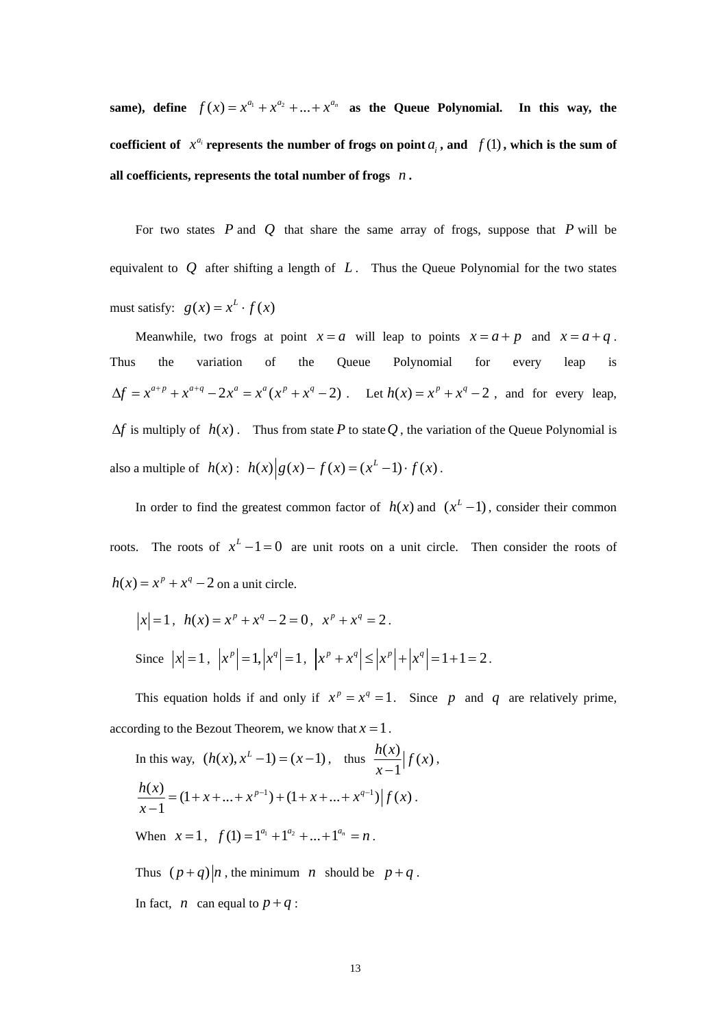**same), define $f(x) = x^{a_1} + x^{a_2} + ... + x^{a_n}$ as the Queue Polynomial. In this way, the coefficient of $x^{a_i}$ represents the number of frogs on point $a_i$, and $f(1)$, which is the sum of all coefficients, represents the total number of frogs $n$.**

For two states $P$ and $Q$ that share the same array of frogs, suppose that $P$ will be equivalent to $Q$ after shifting a length of $L$. Thus the Queue Polynomial for the two states must satisfy: $g(x) = x^L \cdot f(x)$

Meanwhile, two frogs at point $x = a$ will leap to points $x = a + p$ and $x = a + q$. Thus the variation of the Queue Polynomial for every leap is $\Delta f = x^{a+p} + x^{a+q} - 2x^a = x^a(x^p + x^q - 2)$. Let $h(x) = x^p + x^q - 2$, and for every leap, $\Delta f$ is multiply of $h(x)$. Thus from state $P$ to state $Q$, the variation of the Queue Polynomial is also a multiple of $h(x)$: $h(x) \big| g(x) - f(x) = (x^L - 1) \cdot f(x)$.

In order to find the greatest common factor of $h(x)$ and $(x^L - 1)$, consider their common roots. The roots of $x^L - 1 = 0$ are unit roots on a unit circle. Then consider the roots of $h(x) = x^p + x^q - 2$ on a unit circle.

$|x| = 1$, $h(x) = x^p + x^q - 2 = 0$, $x^p + x^q = 2$.

Since $|x| = 1$, $|x^p| = 1, |x^q| = 1$, $|x^p + x^q| \le |x^p| + |x^q| = 1 + 1 = 2$.

This equation holds if and only if $x^p = x^q = 1$. Since $p$ and $q$ are relatively prime, according to the Bezout Theorem, we know that $x = 1$.

In this way, $(h(x), x^L - 1) = (x - 1)$, thus $\dfrac{h(x)}{x-1} \Big| f(x)$,

$\dfrac{h(x)}{x-1} = (1 + x + ... + x^{p-1}) + (1 + x + ... + x^{q-1}) \Big| f(x)$.

When $x = 1$, $f(1) = 1^{a_1} + 1^{a_2} + ... + 1^{a_n} = n$.

Thus $(p + q) \big| n$, the minimum $n$ should be $p + q$.

In fact, $n$ can equal to $p + q$: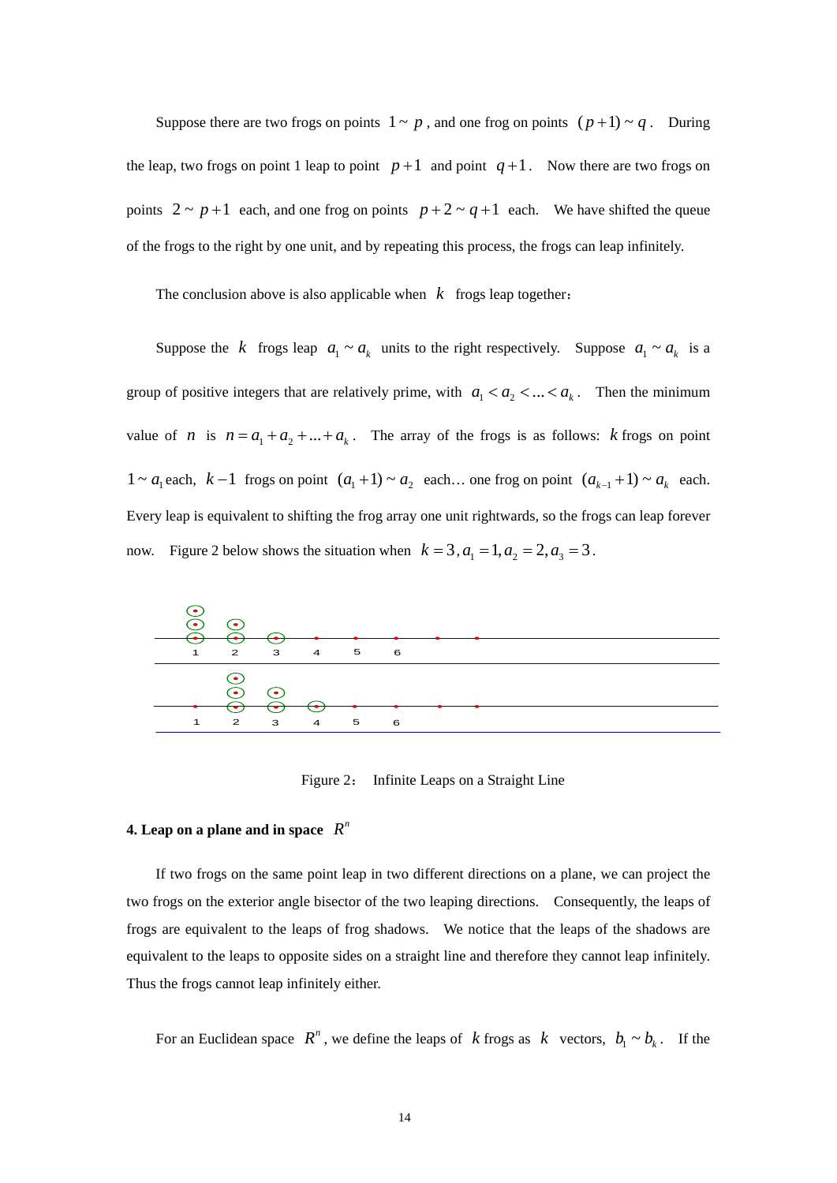Suppose there are two frogs on points $1 \sim p$, and one frog on points $(p+1) \sim q$. During the leap, two frogs on point 1 leap to point $p+1$ and point $q+1$. Now there are two frogs on points $2 \sim p+1$ each, and one frog on points $p+2 \sim q+1$ each. We have shifted the queue of the frogs to the right by one unit, and by repeating this process, the frogs can leap infinitely.

The conclusion above is also applicable when $k$ frogs leap together:

Suppose the $k$ frogs leap $a_1 \sim a_k$ units to the right respectively. Suppose $a_1 \sim a_k$ is a group of positive integers that are relatively prime, with $a_1 < a_2 < ... < a_k$. Then the minimum value of $n$ is $n = a_1 + a_2 + ... + a_k$. The array of the frogs is as follows: $k$ frogs on point $1 \sim a_1$ each, $k-1$ frogs on point $(a_1+1) \sim a_2$ each… one frog on point $(a_{k-1}+1) \sim a_k$ each. Every leap is equivalent to shifting the frog array one unit rightwards, so the frogs can leap forever now. Figure 2 below shows the situation when $k = 3, a_1 = 1, a_2 = 2, a_3 = 3$.

Figure 2: Infinite Leaps on a Straight Line

#### 4. Leap on a plane and in space $R^n$

If two frogs on the same point leap in two different directions on a plane, we can project the two frogs on the exterior angle bisector of the two leaping directions. Consequently, the leaps of frogs are equivalent to the leaps of frog shadows. We notice that the leaps of the shadows are equivalent to the leaps to opposite sides on a straight line and therefore they cannot leap infinitely. Thus the frogs cannot leap infinitely either.

For an Euclidean space $R^n$, we define the leaps of $k$ frogs as $k$ vectors, $b_1 \sim b_k$. If the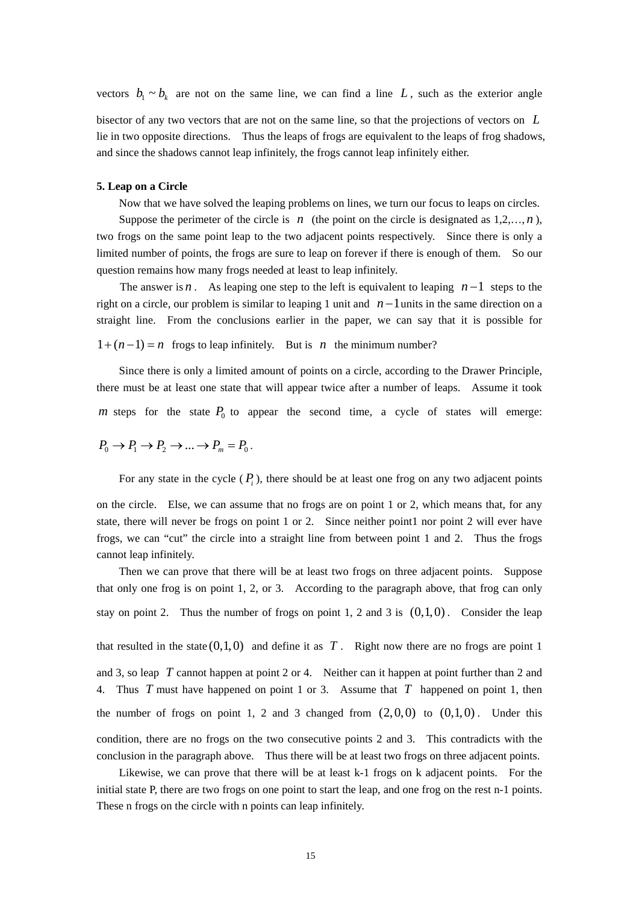vectors $b_1 \sim b_k$ are not on the same line, we can find a line $L$, such as the exterior angle bisector of any two vectors that are not on the same line, so that the projections of vectors on $L$ lie in two opposite directions. Thus the leaps of frogs are equivalent to the leaps of frog shadows, and since the shadows cannot leap infinitely, the frogs cannot leap infinitely either.

**5. Leap on a Circle**

Now that we have solved the leaping problems on lines, we turn our focus to leaps on circles.

Suppose the perimeter of the circle is $n$ (the point on the circle is designated as $1,2,\ldots,n$), two frogs on the same point leap to the two adjacent points respectively. Since there is only a limited number of points, the frogs are sure to leap on forever if there is enough of them. So our question remains how many frogs needed at least to leap infinitely.

The answer is $n$. As leaping one step to the left is equivalent to leaping $n-1$ steps to the right on a circle, our problem is similar to leaping 1 unit and $n-1$ units in the same direction on a straight line. From the conclusions earlier in the paper, we can say that it is possible for $1+(n-1)=n$ frogs to leap infinitely. But is $n$ the minimum number?

Since there is only a limited amount of points on a circle, according to the Drawer Principle, there must be at least one state that will appear twice after a number of leaps. Assume it took $m$ steps for the state $P_0$ to appear the second time, a cycle of states will emerge: $P_0 \to P_1 \to P_2 \to \ldots \to P_m = P_0$.

For any state in the cycle ($P_i$), there should be at least one frog on any two adjacent points on the circle. Else, we can assume that no frogs are on point 1 or 2, which means that, for any state, there will never be frogs on point 1 or 2. Since neither point1 nor point 2 will ever have frogs, we can "cut" the circle into a straight line from between point 1 and 2. Thus the frogs cannot leap infinitely.

Then we can prove that there will be at least two frogs on three adjacent points. Suppose that only one frog is on point 1, 2, or 3. According to the paragraph above, that frog can only stay on point 2. Thus the number of frogs on point 1, 2 and 3 is $(0,1,0)$. Consider the leap that resulted in the state $(0,1,0)$ and define it as $T$. Right now there are no frogs are point 1 and 3, so leap $T$ cannot happen at point 2 or 4. Neither can it happen at point further than 2 and 4. Thus $T$ must have happened on point 1 or 3. Assume that $T$ happened on point 1, then the number of frogs on point 1, 2 and 3 changed from $(2,0,0)$ to $(0,1,0)$. Under this condition, there are no frogs on the two consecutive points 2 and 3. This contradicts with the conclusion in the paragraph above. Thus there will be at least two frogs on three adjacent points.

Likewise, we can prove that there will be at least k-1 frogs on k adjacent points. For the initial state P, there are two frogs on one point to start the leap, and one frog on the rest n-1 points. These n frogs on the circle with n points can leap infinitely.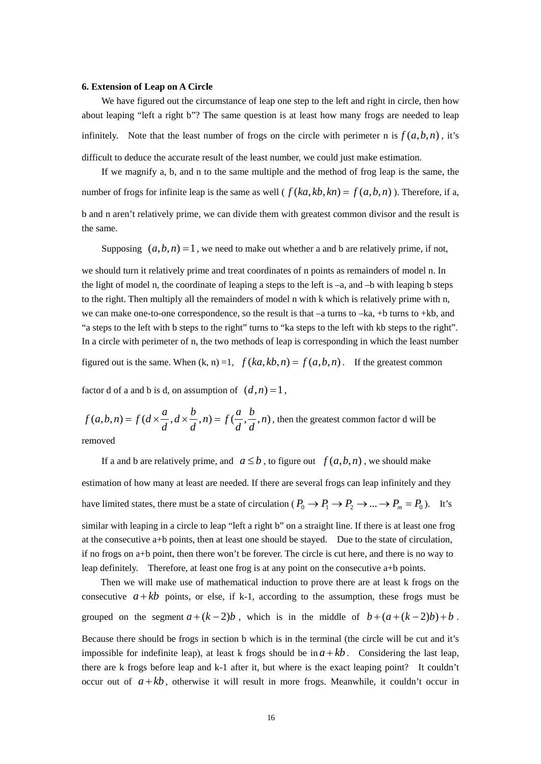**6. Extension of Leap on A Circle**

We have figured out the circumstance of leap one step to the left and right in circle, then how about leaping "left a right b"? The same question is at least how many frogs are needed to leap infinitely. Note that the least number of frogs on the circle with perimeter n is $f(a,b,n)$, it's difficult to deduce the accurate result of the least number, we could just make estimation.

If we magnify a, b, and n to the same multiple and the method of frog leap is the same, the number of frogs for infinite leap is the same as well ( $f(ka,kb,kn) = f(a,b,n)$ ). Therefore, if a, b and n aren't relatively prime, we can divide them with greatest common divisor and the result is the same.

Supposing $(a,b,n) = 1$, we need to make out whether a and b are relatively prime, if not, we should turn it relatively prime and treat coordinates of n points as remainders of model n. In the light of model n, the coordinate of leaping a steps to the left is –a, and –b with leaping b steps to the right. Then multiply all the remainders of model n with k which is relatively prime with n, we can make one-to-one correspondence, so the result is that –a turns to –ka, +b turns to +kb, and "a steps to the left with b steps to the right" turns to "ka steps to the left with kb steps to the right". In a circle with perimeter of n, the two methods of leap is corresponding in which the least number figured out is the same. When (k, n) =1, $f(ka,kb,n) = f(a,b,n)$. If the greatest common factor d of a and b is d, on assumption of $(d,n) = 1$,

$f(a,b,n) = f(d \times \frac{a}{d}, d \times \frac{b}{d}, n) = f(\frac{a}{d}, \frac{b}{d}, n)$, then the greatest common factor d will be removed

If a and b are relatively prime, and $a \leq b$, to figure out $f(a,b,n)$, we should make estimation of how many at least are needed. If there are several frogs can leap infinitely and they have limited states, there must be a state of circulation ( $P_0 \to P_1 \to P_2 \to ... \to P_m = P_0$ ). It's similar with leaping in a circle to leap "left a right b" on a straight line. If there is at least one frog at the consecutive a+b points, then at least one should be stayed. Due to the state of circulation, if no frogs on a+b point, then there won't be forever. The circle is cut here, and there is no way to leap definitely. Therefore, at least one frog is at any point on the consecutive a+b points.

Then we will make use of mathematical induction to prove there are at least k frogs on the consecutive $a+kb$ points, or else, if k-1, according to the assumption, these frogs must be grouped on the segment $a+(k-2)b$, which is in the middle of $b+(a+(k-2)b)+b$. Because there should be frogs in section b which is in the terminal (the circle will be cut and it's impossible for indefinite leap), at least k frogs should be in $a+kb$. Considering the last leap, there are k frogs before leap and k-1 after it, but where is the exact leaping point? It couldn't occur out of $a+kb$, otherwise it will result in more frogs. Meanwhile, it couldn't occur in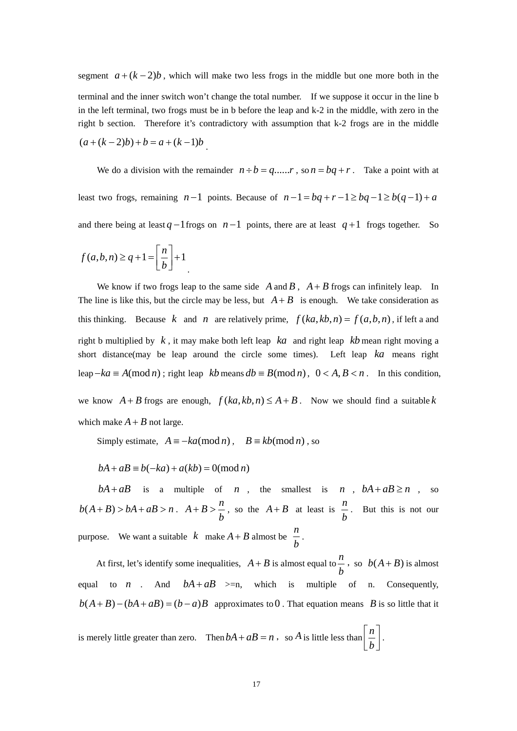segment $a+(k-2)b$, which will make two less frogs in the middle but one more both in the terminal and the inner switch won't change the total number. If we suppose it occur in the line b in the left terminal, two frogs must be in b before the leap and k-2 in the middle, with zero in the right b section. Therefore it's contradictory with assumption that k-2 frogs are in the middle $(a+(k-2)b)+b=a+(k-1)b$.

We do a division with the remainder $n \div b = q......r$, so $n = bq + r$. Take a point with at least two frogs, remaining $n-1$ points. Because of $n-1 = bq + r - 1 \geq bq - 1 \geq b(q-1) + a$ and there being at least $q-1$ frogs on $n-1$ points, there are at least $q+1$ frogs together. So

$$f(a,b,n) \geq q+1 = \left[\frac{n}{b}\right] + 1$$

We know if two frogs leap to the same side $A$ and $B$, $A+B$ frogs can infinitely leap. In The line is like this, but the circle may be less, but $A+B$ is enough. We take consideration as this thinking. Because $k$ and $n$ are relatively prime, $f(ka,kb,n) = f(a,b,n)$, if left a and right b multiplied by $k$, it may make both left leap $ka$ and right leap $kb$ mean right moving a short distance(may be leap around the circle some times). Left leap $ka$ means right leap $-ka \equiv A(\bmod n)$; right leap $kb$ means $db \equiv B(\bmod n)$, $0 < A, B < n$. In this condition, we know $A+B$ frogs are enough, $f(ka,kb,n) \leq A+B$. Now we should find a suitable $k$ which make $A+B$ not large.

Simply estimate, $A \equiv -ka(\bmod n)$, $B \equiv kb(\bmod n)$, so

$$bA + aB \equiv b(-ka) + a(kb) = 0(\bmod n)$$

$bA+aB$ is a multiple of $n$, the smallest is $n$, $bA+aB \geq n$, so $b(A+B) > bA+aB > n$. $A+B > \frac{n}{b}$, so the $A+B$ at least is $\frac{n}{b}$. But this is not our purpose. We want a suitable $k$ make $A+B$ almost be $\frac{n}{b}$.

At first, let's identify some inequalities, $A+B$ is almost equal to $\frac{n}{b}$, so $b(A+B)$ is almost equal to $n$. And $bA+aB$ >=n, which is multiple of n. Consequently, $b(A+B)-(bA+aB)=(b-a)B$ approximates to $0$. That equation means $B$ is so little that it is merely little greater than zero. Then $bA+aB=n$, so $A$ is little less than $\left[\frac{n}{b}\right]$.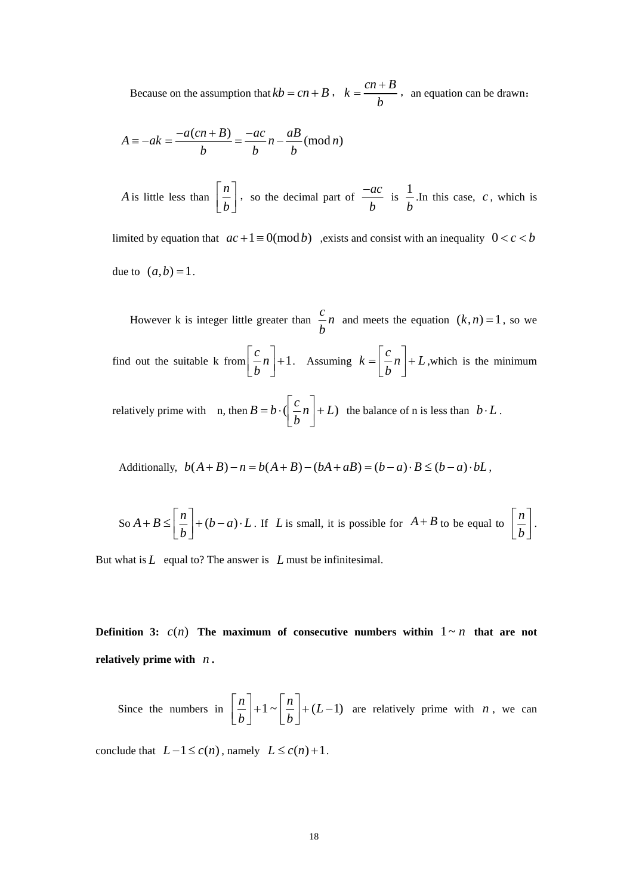Because on the assumption that $kb = cn + B$ , $k = \dfrac{cn+B}{b}$ , an equation can be drawn：

$$A \equiv -ak = \frac{-a(cn+B)}{b} = \frac{-ac}{b}n - \frac{aB}{b}(\bmod n)$$

$A$ is little less than $\left[\dfrac{n}{b}\right]$ , so the decimal part of $\dfrac{-ac}{b}$ is $\dfrac{1}{b}$.In this case, $c$, which is limited by equation that $ac+1 \equiv 0(\bmod b)$ ,exists and consist with an inequality $0 < c < b$ due to $(a,b)=1$.

However k is integer little greater than $\dfrac{c}{b}n$ and meets the equation $(k,n)=1$, so we find out the suitable k from $\left[\dfrac{c}{b}n\right]+1$. Assuming $k = \left[\dfrac{c}{b}n\right]+L$ ,which is the minimum relatively prime with n, then $B = b\cdot(\left[\dfrac{c}{b}n\right]+L)$ the balance of n is less than $b\cdot L$ .

Additionally, $b(A+B)-n = b(A+B)-(bA+aB) = (b-a)\cdot B \le (b-a)\cdot bL$ ,

So $A+B \le \left[\dfrac{n}{b}\right]+(b-a)\cdot L$ . If $L$ is small, it is possible for $A+B$ to be equal to $\left[\dfrac{n}{b}\right]$. But what is $L$ equal to? The answer is $L$ must be infinitesimal.

**Definition 3:** $c(n)$ **The maximum of consecutive numbers within** $1 \sim n$ **that are not relatively prime with** $n$ **.**

Since the numbers in $\left[\dfrac{n}{b}\right]+1 \sim \left[\dfrac{n}{b}\right]+(L-1)$ are relatively prime with $n$, we can conclude that $L-1 \le c(n)$, namely $L \le c(n)+1$.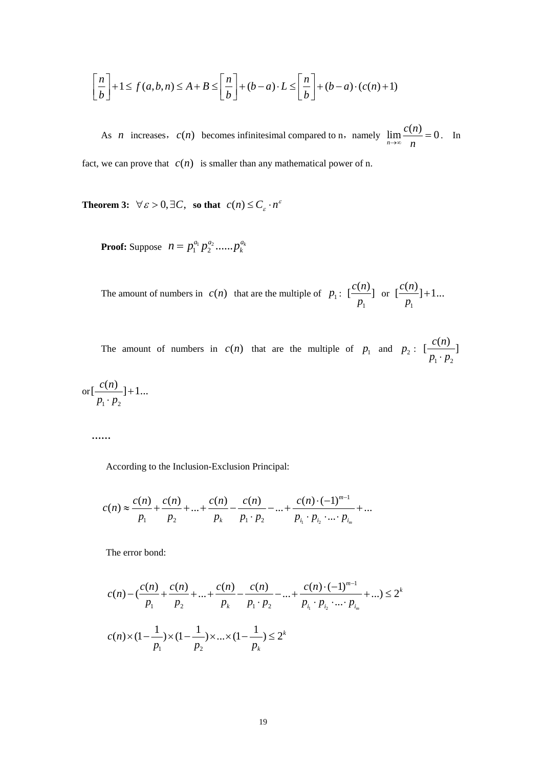$$\left[\frac{n}{b}\right]+1 \le f(a,b,n) \le A+B \le \left[\frac{n}{b}\right]+(b-a)\cdot L \le \left[\frac{n}{b}\right]+(b-a)\cdot(c(n)+1)$$

As $n$ increases, $c(n)$ becomes infinitesimal compared to n, namely $\lim_{n\to\infty}\frac{c(n)}{n}=0$. In fact, we can prove that $c(n)$ is smaller than any mathematical power of n.

**Theorem 3:** $\forall \varepsilon > 0, \exists C,$ **so that** $c(n) \le C_\varepsilon \cdot n^\varepsilon$

**Proof:** Suppose $n = p_1^{a_1} p_2^{a_2} ...... p_k^{a_k}$

The amount of numbers in $c(n)$ that are the multiple of $p_1$: $[\frac{c(n)}{p_1}]$ or $[\frac{c(n)}{p_1}]+1...$

The amount of numbers in $c(n)$ that are the multiple of $p_1$ and $p_2$: $[\frac{c(n)}{p_1 \cdot p_2}]$ or $[\frac{c(n)}{p_1 \cdot p_2}]+1...$

......

According to the Inclusion-Exclusion Principal:

$$c(n) \approx \frac{c(n)}{p_1}+\frac{c(n)}{p_2}+...+\frac{c(n)}{p_k}-\frac{c(n)}{p_1\cdot p_2}-...+\frac{c(n)\cdot(-1)^{m-1}}{p_{i_1}\cdot p_{i_2}\cdot ...\cdot p_{i_m}}+...$$

The error bond:

$$c(n)-(\frac{c(n)}{p_1}+\frac{c(n)}{p_2}+...+\frac{c(n)}{p_k}-\frac{c(n)}{p_1\cdot p_2}-...+\frac{c(n)\cdot(-1)^{m-1}}{p_{i_1}\cdot p_{i_2}\cdot ...\cdot p_{i_m}}+...) \le 2^k$$

$$c(n)\times(1-\frac{1}{p_1})\times(1-\frac{1}{p_2})\times...\times(1-\frac{1}{p_k}) \le 2^k$$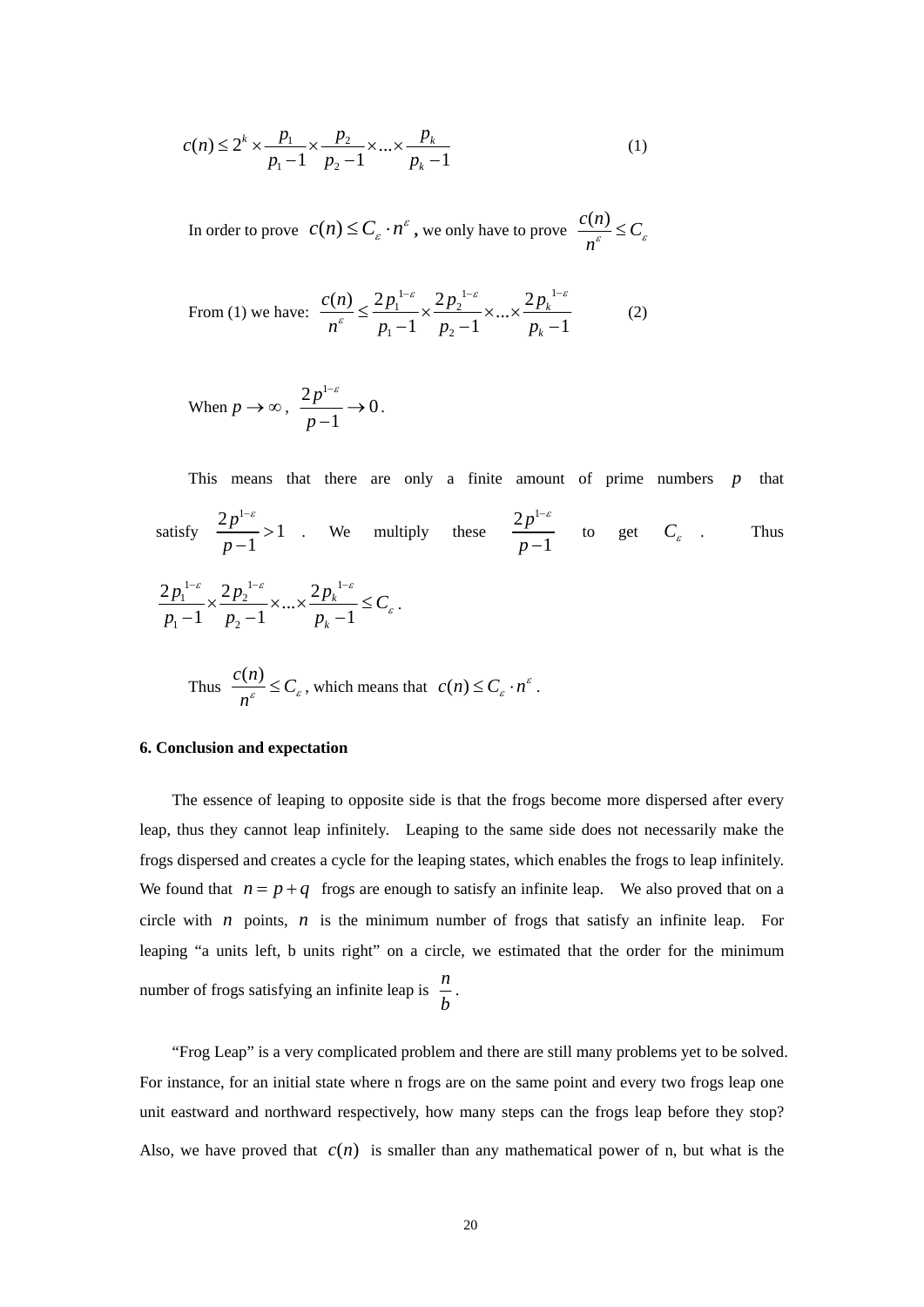$$c(n) \le 2^k \times \frac{p_1}{p_1 - 1} \times \frac{p_2}{p_2 - 1} \times ... \times \frac{p_k}{p_k - 1} \tag{1}$$

In order to prove $c(n) \le C_\varepsilon \cdot n^\varepsilon$, we only have to prove $\frac{c(n)}{n^\varepsilon} \le C_\varepsilon$

From (1) we have: $$\frac{c(n)}{n^\varepsilon} \le \frac{2p_1^{1-\varepsilon}}{p_1 - 1} \times \frac{2p_2^{1-\varepsilon}}{p_2 - 1} \times ... \times \frac{2p_k^{1-\varepsilon}}{p_k - 1} \tag{2}$$

When $p \to \infty$, $\frac{2p^{1-\varepsilon}}{p-1} \to 0$.

This means that there are only a finite amount of prime numbers $p$ that satisfy $\frac{2p^{1-\varepsilon}}{p-1} > 1$. We multiply these $\frac{2p^{1-\varepsilon}}{p-1}$ to get $C_\varepsilon$. Thus $\frac{2p_1^{1-\varepsilon}}{p_1 - 1} \times \frac{2p_2^{1-\varepsilon}}{p_2 - 1} \times ... \times \frac{2p_k^{1-\varepsilon}}{p_k - 1} \le C_\varepsilon$.

Thus $\frac{c(n)}{n^\varepsilon} \le C_\varepsilon$, which means that $c(n) \le C_\varepsilon \cdot n^\varepsilon$.

### 6. Conclusion and expectation

The essence of leaping to opposite side is that the frogs become more dispersed after every leap, thus they cannot leap infinitely. Leaping to the same side does not necessarily make the frogs dispersed and creates a cycle for the leaping states, which enables the frogs to leap infinitely. We found that $n = p + q$ frogs are enough to satisfy an infinite leap. We also proved that on a circle with $n$ points, $n$ is the minimum number of frogs that satisfy an infinite leap. For leaping "a units left, b units right" on a circle, we estimated that the order for the minimum number of frogs satisfying an infinite leap is $\frac{n}{b}$.

"Frog Leap" is a very complicated problem and there are still many problems yet to be solved. For instance, for an initial state where n frogs are on the same point and every two frogs leap one unit eastward and northward respectively, how many steps can the frogs leap before they stop? Also, we have proved that $c(n)$ is smaller than any mathematical power of n, but what is the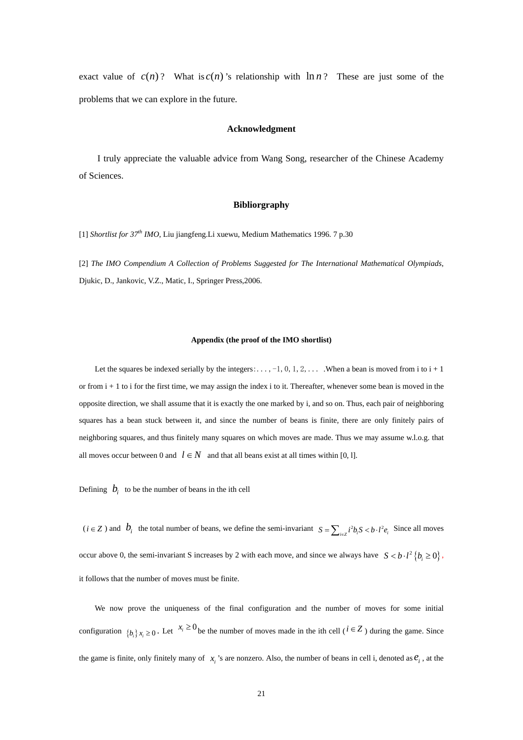exact value of $c(n)$? What is $c(n)$'s relationship with $\ln n$? These are just some of the problems that we can explore in the future.

### Acknowledgment

I truly appreciate the valuable advice from Wang Song, researcher of the Chinese Academy of Sciences.

### Bibliorgraphy

[1] *Shortlist for 37th IMO*, Liu jiangfeng.Li xuewu, Medium Mathematics 1996. 7 p.30

[2] *The IMO Compendium A Collection of Problems Suggested for The International Mathematical Olympiads*, Djukic, D., Jankovic, V.Z., Matic, I., Springer Press,2006.

#### Appendix (the proof of the IMO shortlist)

Let the squares be indexed serially by the integers: . . . , −1, 0, 1, 2, . . . . When a bean is moved from i to i + 1 or from i + 1 to i for the first time, we may assign the index i to it. Thereafter, whenever some bean is moved in the opposite direction, we shall assume that it is exactly the one marked by i, and so on. Thus, each pair of neighboring squares has a bean stuck between it, and since the number of beans is finite, there are only finitely pairs of neighboring squares, and thus finitely many squares on which moves are made. Thus we may assume w.l.o.g. that all moves occur between 0 and $l \in N$ and that all beans exist at all times within [0, l].

Defining $b_i$ to be the number of beans in the ith cell

($i \in Z$) and $b_i$ the total number of beans, we define the semi-invariant $S = \sum_{i \in Z} i^2 b_i S < b \cdot l^2 e_i$ Since all moves occur above 0, the semi-invariant S increases by 2 with each move, and since we always have $S < b \cdot l^2 \{b_i \geq 0\}$, it follows that the number of moves must be finite.

We now prove the uniqueness of the final configuration and the number of moves for some initial configuration $\{b_i\} x_i \geq 0$. Let $x_i \geq 0$ be the number of moves made in the ith cell ($i \in Z$) during the game. Since the game is finite, only finitely many of $x_i$'s are nonzero. Also, the number of beans in cell i, denoted as $e_i$, at the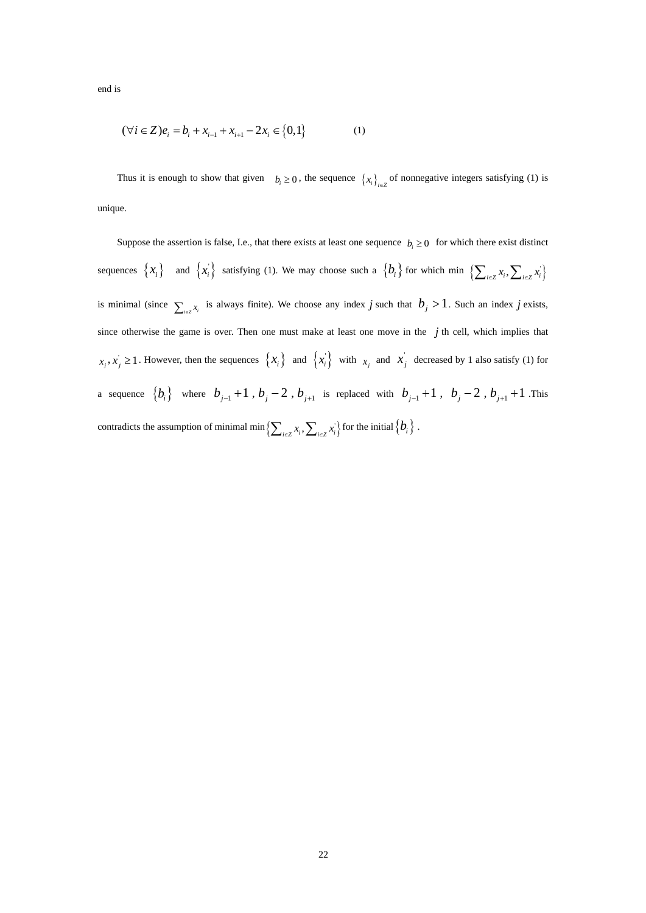end is

$$(\forall i \in Z) e_i = b_i + x_{i-1} + x_{i+1} - 2x_i \in \{0,1\} \qquad (1)$$

Thus it is enough to show that given $b_i \geq 0$, the sequence $\{x_i\}_{i\in Z}$ of nonnegative integers satisfying (1) is unique.

Suppose the assertion is false, I.e., that there exists at least one sequence $b_i \geq 0$ for which there exist distinct sequences $\{x_i\}$ and $\{x_i^{'}\}$ satisfying (1). We may choose such a $\{b_i\}$ for which min $\left\{\sum_{i\in Z} x_i, \sum_{i\in Z} x_i^{'}\right\}$ is minimal (since $\sum_{i\in Z} x_i$ is always finite). We choose any index $j$ such that $b_j > 1$. Such an index $j$ exists, since otherwise the game is over. Then one must make at least one move in the $j$ th cell, which implies that $x_j, x_j^{'} \geq 1$. However, then the sequences $\{x_i\}$ and $\{x_i^{'}\}$ with $x_j$ and $x_j^{'}$ decreased by 1 also satisfy (1) for a sequence $\{b_i\}$ where $b_{j-1}+1$ , $b_j - 2$ , $b_{j+1}$ is replaced with $b_{j-1}+1$ , $b_j - 2$ , $b_{j+1}+1$ .This contradicts the assumption of minimal min$\left\{\sum_{i\in Z} x_i, \sum_{i\in Z} x_i^{'}\right\}$ for the initial $\{b_i\}$ .